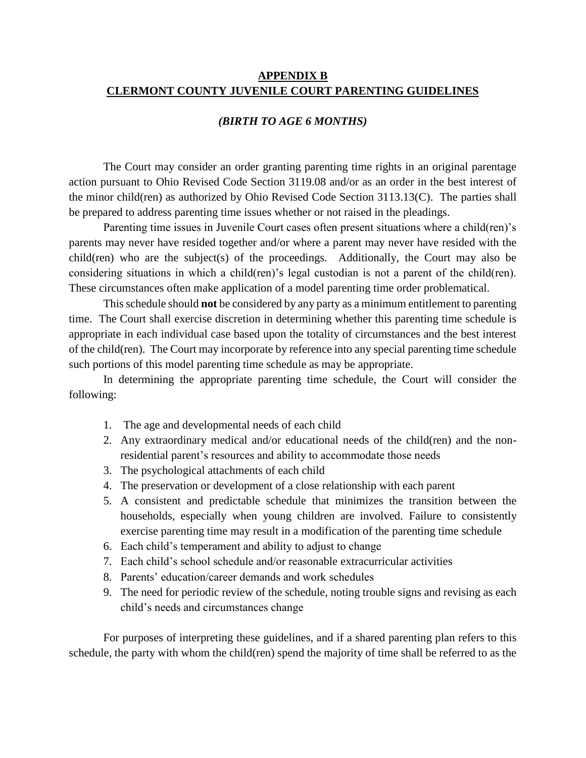# APPENDIX B
# CLEARMONT COUNTY JUVENILE COURT PARENTING GUIDELINES

### *(BIRTH TO AGE 6 MONTHS)*

The Court may consider an order granting parenting time rights in an original parentage action pursuant to Ohio Revised Code Section 3119.08 and/or as an order in the best interest of the minor child(ren) as authorized by Ohio Revised Code Section 3113.13(C). The parties shall be prepared to address parenting time issues whether or not raised in the pleadings.

Parenting time issues in Juvenile Court cases often present situations where a child(ren)'s parents may never have resided together and/or where a parent may never have resided with the child(ren) who are the subject(s) of the proceedings. Additionally, the Court may also be considering situations in which a child(ren)'s legal custodian is not a parent of the child(ren). These circumstances often make application of a model parenting time order problematical.

This schedule should **not** be considered by any party as a minimum entitlement to parenting time. The Court shall exercise discretion in determining whether this parenting time schedule is appropriate in each individual case based upon the totality of circumstances and the best interest of the child(ren). The Court may incorporate by reference into any special parenting time schedule such portions of this model parenting time schedule as may be appropriate.

In determining the appropriate parenting time schedule, the Court will consider the following:

1. The age and developmental needs of each child
2. Any extraordinary medical and/or educational needs of the child(ren) and the non-residential parent's resources and ability to accommodate those needs
3. The psychological attachments of each child
4. The preservation or development of a close relationship with each parent
5. A consistent and predictable schedule that minimizes the transition between the households, especially when young children are involved. Failure to consistently exercise parenting time may result in a modification of the parenting time schedule
6. Each child's temperament and ability to adjust to change
7. Each child's school schedule and/or reasonable extracurricular activities
8. Parents' education/career demands and work schedules
9. The need for periodic review of the schedule, noting trouble signs and revising as each child's needs and circumstances change

For purposes of interpreting these guidelines, and if a shared parenting plan refers to this schedule, the party with whom the child(ren) spend the majority of time shall be referred to as the

# APPENDIX B
# CLERMONT COUNTY JUVENILE COURT PARENTING GUIDELINES

### *(BIRTH TO AGE 6 MONTHS)*

The Court may consider an order granting parenting time rights in an original parentage action pursuant to Ohio Revised Code Section 3119.08 and/or as an order in the best interest of the minor child(ren) as authorized by Ohio Revised Code Section 3113.13(C). The parties shall be prepared to address parenting time issues whether or not raised in the pleadings.

Parenting time issues in Juvenile Court cases often present situations where a child(ren)'s parents may never have resided together and/or where a parent may never have resided with the child(ren) who are the subject(s) of the proceedings. Additionally, the Court may also be considering situations in which a child(ren)'s legal custodian is not a parent of the child(ren). These circumstances often make application of a model parenting time order problematical.

This schedule should **not** be considered by any party as a minimum entitlement to parenting time. The Court shall exercise discretion in determining whether this parenting time schedule is appropriate in each individual case based upon the totality of circumstances and the best interest of the child(ren). The Court may incorporate by reference into any special parenting time schedule such portions of this model parenting time schedule as may be appropriate.

In determining the appropriate parenting time schedule, the Court will consider the following:

1. The age and developmental needs of each child
2. Any extraordinary medical and/or educational needs of the child(ren) and the non-residential parent's resources and ability to accommodate those needs
3. The psychological attachments of each child
4. The preservation or development of a close relationship with each parent
5. A consistent and predictable schedule that minimizes the transition between the households, especially when young children are involved. Failure to consistently exercise parenting time may result in a modification of the parenting time schedule
6. Each child's temperament and ability to adjust to change
7. Each child's school schedule and/or reasonable extracurricular activities
8. Parents' education/career demands and work schedules
9. The need for periodic review of the schedule, noting trouble signs and revising as each child's needs and circumstances change

For purposes of interpreting these guidelines, and if a shared parenting plan refers to this schedule, the party with whom the child(ren) spend the majority of time shall be referred to as the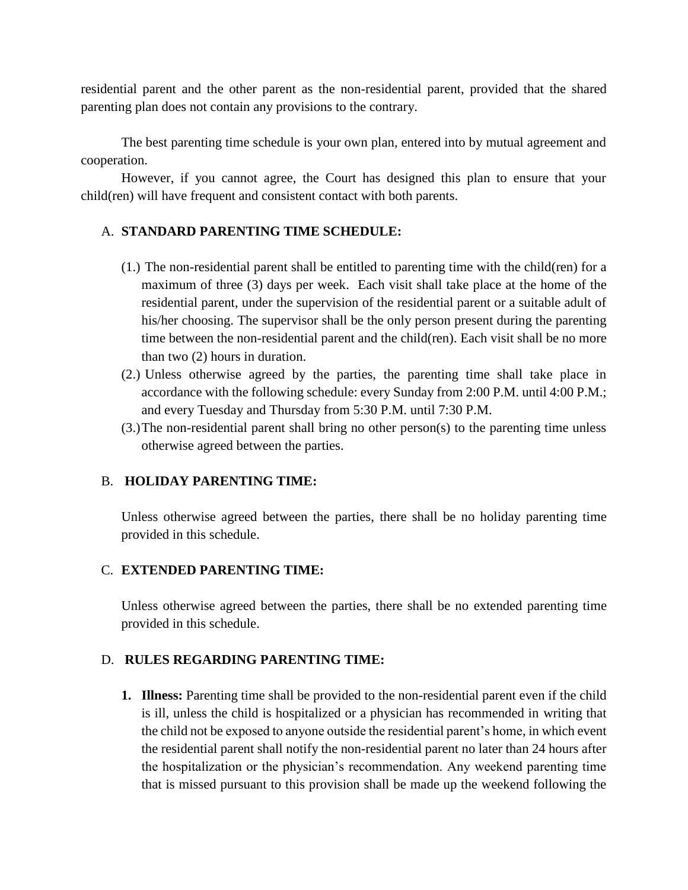residential parent and the other parent as the non-residential parent, provided that the shared parenting plan does not contain any provisions to the contrary.

The best parenting time schedule is your own plan, entered into by mutual agreement and cooperation.

However, if you cannot agree, the Court has designed this plan to ensure that your child(ren) will have frequent and consistent contact with both parents.

A. **STANDARD PARENTING TIME SCHEDULE:**

(1.) The non-residential parent shall be entitled to parenting time with the child(ren) for a maximum of three (3) days per week. Each visit shall take place at the home of the residential parent, under the supervision of the residential parent or a suitable adult of his/her choosing. The supervisor shall be the only person present during the parenting time between the non-residential parent and the child(ren). Each visit shall be no more than two (2) hours in duration.

(2.) Unless otherwise agreed by the parties, the parenting time shall take place in accordance with the following schedule: every Sunday from 2:00 P.M. until 4:00 P.M.; and every Tuesday and Thursday from 5:30 P.M. until 7:30 P.M.

(3.) The non-residential parent shall bring no other person(s) to the parenting time unless otherwise agreed between the parties.

B. **HOLIDAY PARENTING TIME:**

Unless otherwise agreed between the parties, there shall be no holiday parenting time provided in this schedule.

C. **EXTENDED PARENTING TIME:**

Unless otherwise agreed between the parties, there shall be no extended parenting time provided in this schedule.

D. **RULES REGARDING PARENTING TIME:**

1. **Illness:** Parenting time shall be provided to the non-residential parent even if the child is ill, unless the child is hospitalized or a physician has recommended in writing that the child not be exposed to anyone outside the residential parent's home, in which event the residential parent shall notify the non-residential parent no later than 24 hours after the hospitalization or the physician's recommendation. Any weekend parenting time that is missed pursuant to this provision shall be made up the weekend following the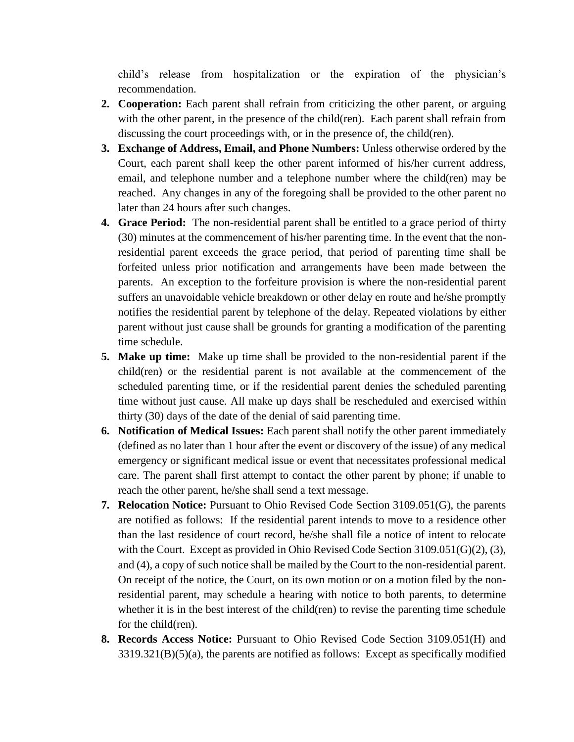child's release from hospitalization or the expiration of the physician's recommendation.

2. **Cooperation:** Each parent shall refrain from criticizing the other parent, or arguing with the other parent, in the presence of the child(ren). Each parent shall refrain from discussing the court proceedings with, or in the presence of, the child(ren).
3. **Exchange of Address, Email, and Phone Numbers:** Unless otherwise ordered by the Court, each parent shall keep the other parent informed of his/her current address, email, and telephone number and a telephone number where the child(ren) may be reached. Any changes in any of the foregoing shall be provided to the other parent no later than 24 hours after such changes.
4. **Grace Period:** The non-residential parent shall be entitled to a grace period of thirty (30) minutes at the commencement of his/her parenting time. In the event that the non-residential parent exceeds the grace period, that period of parenting time shall be forfeited unless prior notification and arrangements have been made between the parents. An exception to the forfeiture provision is where the non-residential parent suffers an unavoidable vehicle breakdown or other delay en route and he/she promptly notifies the residential parent by telephone of the delay. Repeated violations by either parent without just cause shall be grounds for granting a modification of the parenting time schedule.
5. **Make up time:** Make up time shall be provided to the non-residential parent if the child(ren) or the residential parent is not available at the commencement of the scheduled parenting time, or if the residential parent denies the scheduled parenting time without just cause. All make up days shall be rescheduled and exercised within thirty (30) days of the date of the denial of said parenting time.
6. **Notification of Medical Issues:** Each parent shall notify the other parent immediately (defined as no later than 1 hour after the event or discovery of the issue) of any medical emergency or significant medical issue or event that necessitates professional medical care. The parent shall first attempt to contact the other parent by phone; if unable to reach the other parent, he/she shall send a text message.
7. **Relocation Notice:** Pursuant to Ohio Revised Code Section 3109.051(G), the parents are notified as follows: If the residential parent intends to move to a residence other than the last residence of court record, he/she shall file a notice of intent to relocate with the Court. Except as provided in Ohio Revised Code Section 3109.051(G)(2), (3), and (4), a copy of such notice shall be mailed by the Court to the non-residential parent. On receipt of the notice, the Court, on its own motion or on a motion filed by the non-residential parent, may schedule a hearing with notice to both parents, to determine whether it is in the best interest of the child(ren) to revise the parenting time schedule for the child(ren).
8. **Records Access Notice:** Pursuant to Ohio Revised Code Section 3109.051(H) and 3319.321(B)(5)(a), the parents are notified as follows: Except as specifically modified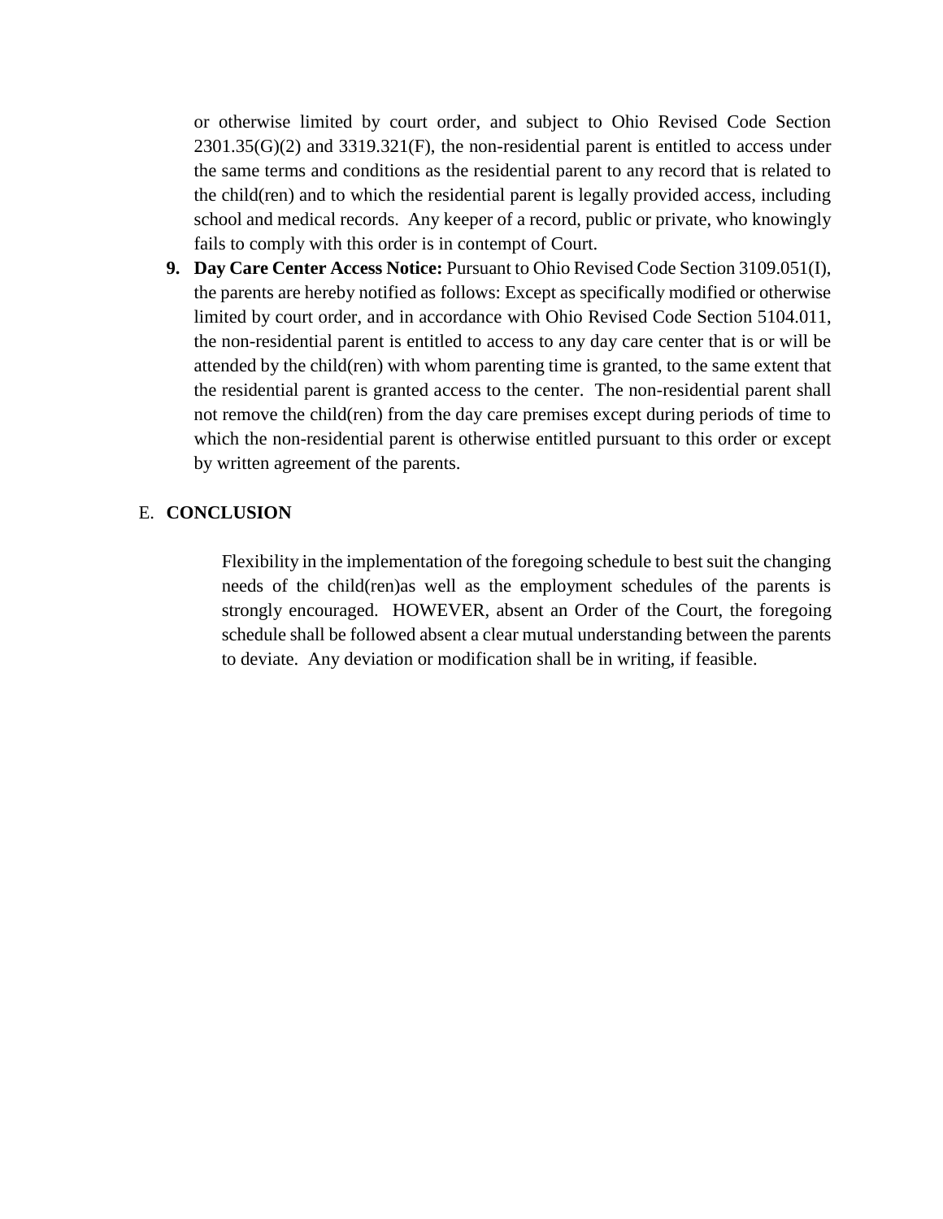or otherwise limited by court order, and subject to Ohio Revised Code Section 2301.35(G)(2) and 3319.321(F), the non-residential parent is entitled to access under the same terms and conditions as the residential parent to any record that is related to the child(ren) and to which the residential parent is legally provided access, including school and medical records. Any keeper of a record, public or private, who knowingly fails to comply with this order is in contempt of Court.

9. **Day Care Center Access Notice:** Pursuant to Ohio Revised Code Section 3109.051(I), the parents are hereby notified as follows: Except as specifically modified or otherwise limited by court order, and in accordance with Ohio Revised Code Section 5104.011, the non-residential parent is entitled to access to any day care center that is or will be attended by the child(ren) with whom parenting time is granted, to the same extent that the residential parent is granted access to the center. The non-residential parent shall not remove the child(ren) from the day care premises except during periods of time to which the non-residential parent is otherwise entitled pursuant to this order or except by written agreement of the parents.

E. **CONCLUSION**

Flexibility in the implementation of the foregoing schedule to best suit the changing needs of the child(ren)as well as the employment schedules of the parents is strongly encouraged. HOWEVER, absent an Order of the Court, the foregoing schedule shall be followed absent a clear mutual understanding between the parents to deviate. Any deviation or modification shall be in writing, if feasible.